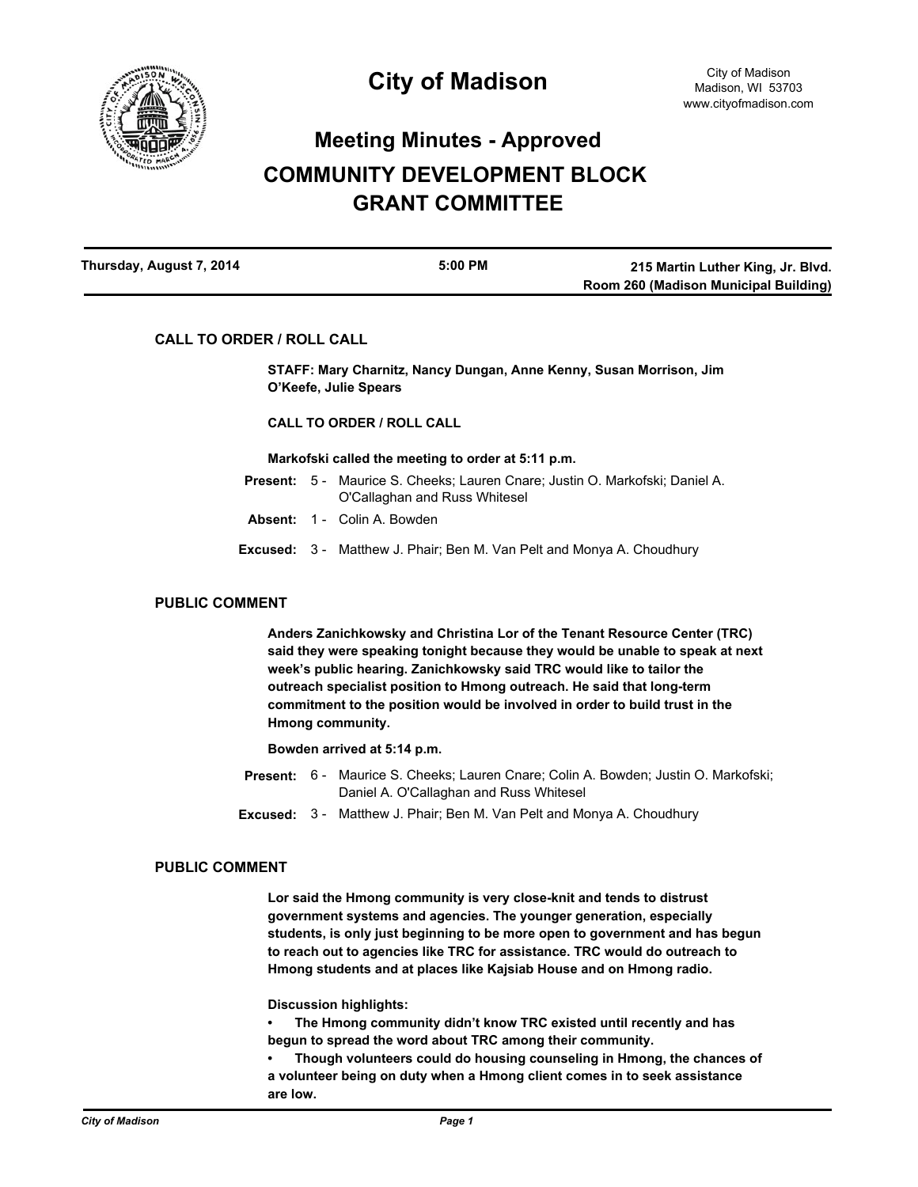# City of Madison

City of Madison
Madison, WI 53703
www.cityofmadison.com

## Meeting Minutes - Approved

## COMMUNITY DEVELOPMENT BLOCK GRANT COMMITTEE

| Thursday, August 7, 2014 | 5:00 PM | 215 Martin Luther King, Jr. Blvd. Room 260 (Madison Municipal Building) |
|---|---|---|

### CALL TO ORDER / ROLL CALL

**STAFF: Mary Charnitz, Nancy Dungan, Anne Kenny, Susan Morrison, Jim O'Keefe, Julie Spears**

**CALL TO ORDER / ROLL CALL**

**Markofski called the meeting to order at 5:11 p.m.**

**Present:** 5 - Maurice S. Cheeks; Lauren Cnare; Justin O. Markofski; Daniel A. O'Callaghan and Russ Whitesel

**Absent:** 1 - Colin A. Bowden

**Excused:** 3 - Matthew J. Phair; Ben M. Van Pelt and Monya A. Choudhury

### PUBLIC COMMENT

**Anders Zanichkowsky and Christina Lor of the Tenant Resource Center (TRC) said they were speaking tonight because they would be unable to speak at next week's public hearing. Zanichkowsky said TRC would like to tailor the outreach specialist position to Hmong outreach. He said that long-term commitment to the position would be involved in order to build trust in the Hmong community.**

**Bowden arrived at 5:14 p.m.**

**Present:** 6 - Maurice S. Cheeks; Lauren Cnare; Colin A. Bowden; Justin O. Markofski; Daniel A. O'Callaghan and Russ Whitesel

**Excused:** 3 - Matthew J. Phair; Ben M. Van Pelt and Monya A. Choudhury

### PUBLIC COMMENT

**Lor said the Hmong community is very close-knit and tends to distrust government systems and agencies. The younger generation, especially students, is only just beginning to be more open to government and has begun to reach out to agencies like TRC for assistance. TRC would do outreach to Hmong students and at places like Kajsiab House and on Hmong radio.**

**Discussion highlights:**

- **The Hmong community didn't know TRC existed until recently and has begun to spread the word about TRC among their community.**
- **Though volunteers could do housing counseling in Hmong, the chances of a volunteer being on duty when a Hmong client comes in to seek assistance are low.**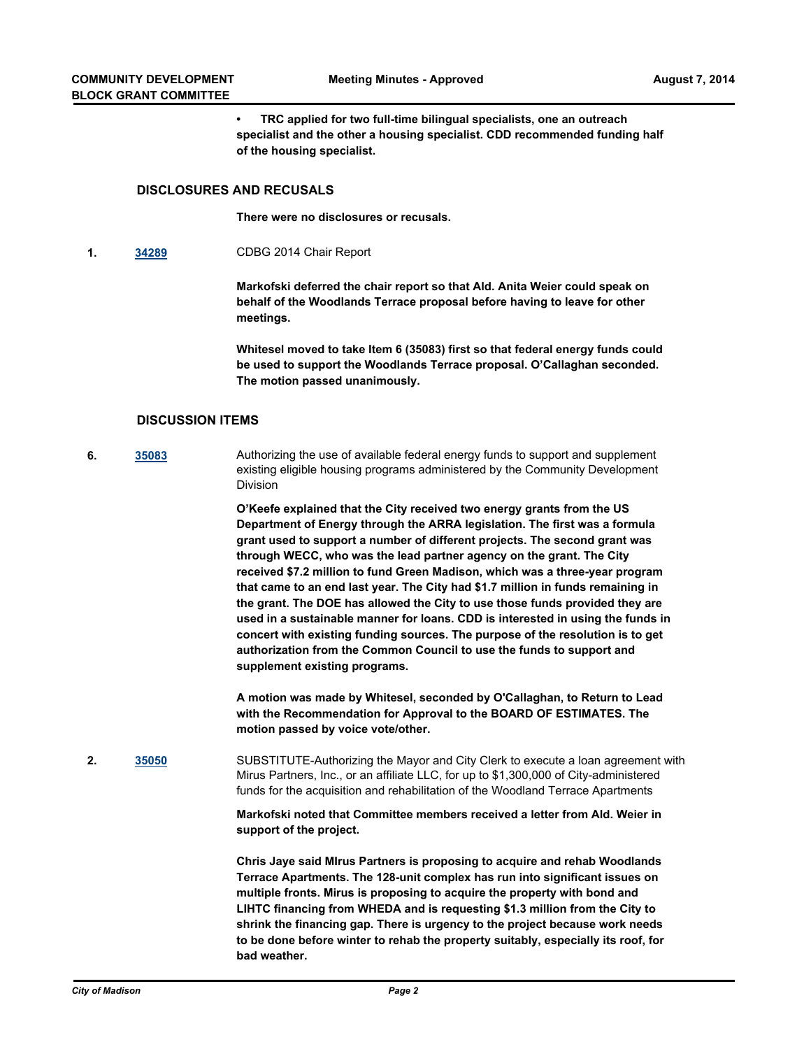- **TRC applied for two full-time bilingual specialists, one an outreach specialist and the other a housing specialist. CDD recommended funding half of the housing specialist.**

## DISCLOSURES AND RECUSALS

**There were no disclosures or recusals.**

**1.** **34289** CDBG 2014 Chair Report

**Markofski deferred the chair report so that Ald. Anita Weier could speak on behalf of the Woodlands Terrace proposal before having to leave for other meetings.**

**Whitesel moved to take Item 6 (35083) first so that federal energy funds could be used to support the Woodlands Terrace proposal. O'Callaghan seconded. The motion passed unanimously.**

## DISCUSSION ITEMS

**6.** **35083** Authorizing the use of available federal energy funds to support and supplement existing eligible housing programs administered by the Community Development Division

**O'Keefe explained that the City received two energy grants from the US Department of Energy through the ARRA legislation. The first was a formula grant used to support a number of different projects. The second grant was through WECC, who was the lead partner agency on the grant. The City received $7.2 million to fund Green Madison, which was a three-year program that came to an end last year. The City had $1.7 million in funds remaining in the grant. The DOE has allowed the City to use those funds provided they are used in a sustainable manner for loans. CDD is interested in using the funds in concert with existing funding sources. The purpose of the resolution is to get authorization from the Common Council to use the funds to support and supplement existing programs.**

**A motion was made by Whitesel, seconded by O'Callaghan, to Return to Lead with the Recommendation for Approval to the BOARD OF ESTIMATES. The motion passed by voice vote/other.**

**2.** **35050** SUBSTITUTE-Authorizing the Mayor and City Clerk to execute a loan agreement with Mirus Partners, Inc., or an affiliate LLC, for up to $1,300,000 of City-administered funds for the acquisition and rehabilitation of the Woodland Terrace Apartments

**Markofski noted that Committee members received a letter from Ald. Weier in support of the project.**

**Chris Jaye said MIrus Partners is proposing to acquire and rehab Woodlands Terrace Apartments. The 128-unit complex has run into significant issues on multiple fronts. Mirus is proposing to acquire the property with bond and LIHTC financing from WHEDA and is requesting $1.3 million from the City to shrink the financing gap. There is urgency to the project because work needs to be done before winter to rehab the property suitably, especially its roof, for bad weather.**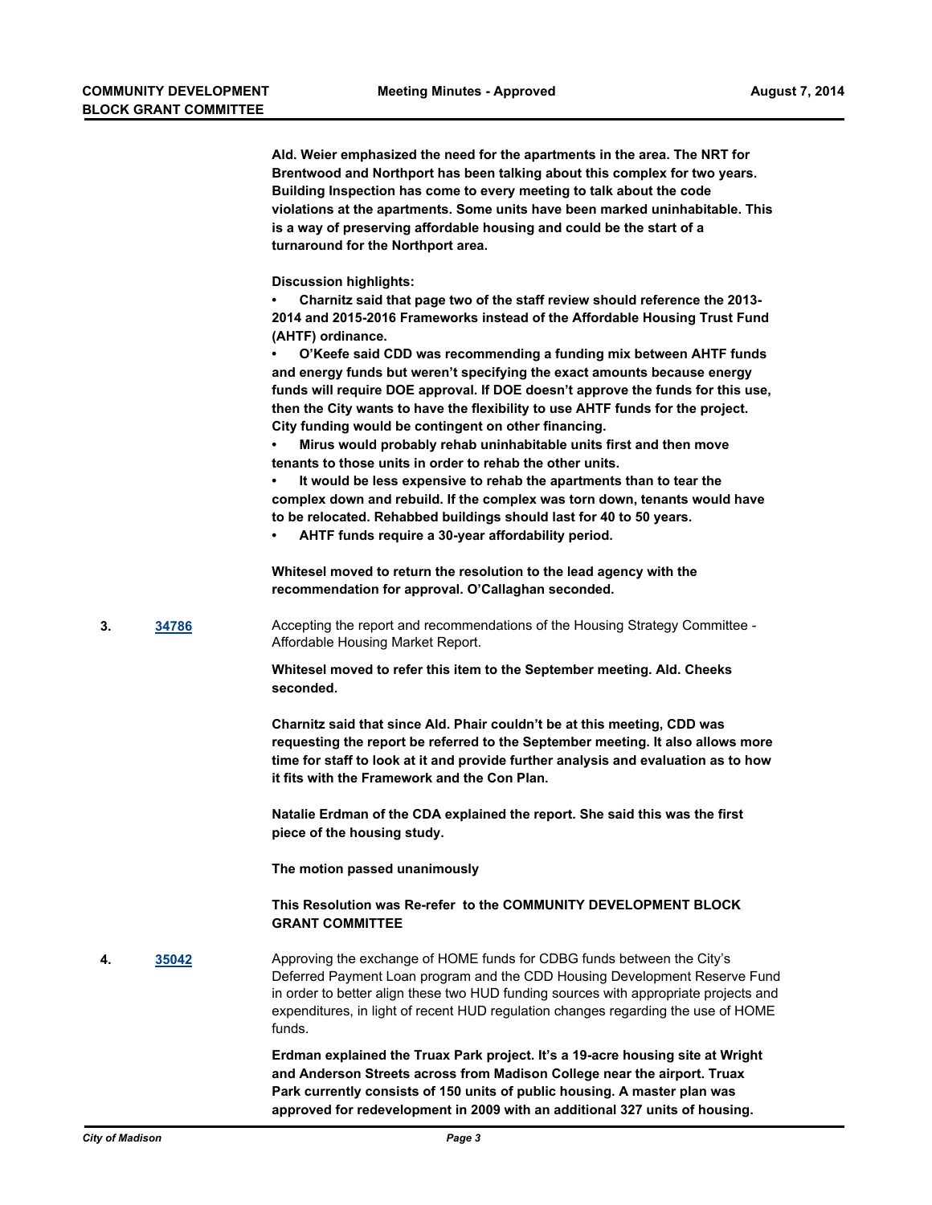**Ald. Weier emphasized the need for the apartments in the area. The NRT for Brentwood and Northport has been talking about this complex for two years. Building Inspection has come to every meeting to talk about the code violations at the apartments. Some units have been marked uninhabitable. This is a way of preserving affordable housing and could be the start of a turnaround for the Northport area.**

**Discussion highlights:**

- **Charnitz said that page two of the staff review should reference the 2013-2014 and 2015-2016 Frameworks instead of the Affordable Housing Trust Fund (AHTF) ordinance.**
- **O'Keefe said CDD was recommending a funding mix between AHTF funds and energy funds but weren't specifying the exact amounts because energy funds will require DOE approval. If DOE doesn't approve the funds for this use, then the City wants to have the flexibility to use AHTF funds for the project. City funding would be contingent on other financing.**
- **Mirus would probably rehab uninhabitable units first and then move tenants to those units in order to rehab the other units.**
- **It would be less expensive to rehab the apartments than to tear the complex down and rebuild. If the complex was torn down, tenants would have to be relocated. Rehabbed buildings should last for 40 to 50 years.**
- **AHTF funds require a 30-year affordability period.**

**Whitesel moved to return the resolution to the lead agency with the recommendation for approval. O'Callaghan seconded.**

**3.** [34786](34786) Accepting the report and recommendations of the Housing Strategy Committee - Affordable Housing Market Report.

**Whitesel moved to refer this item to the September meeting. Ald. Cheeks seconded.**

**Charnitz said that since Ald. Phair couldn't be at this meeting, CDD was requesting the report be referred to the September meeting. It also allows more time for staff to look at it and provide further analysis and evaluation as to how it fits with the Framework and the Con Plan.**

**Natalie Erdman of the CDA explained the report. She said this was the first piece of the housing study.**

**The motion passed unanimously**

**This Resolution was Re-refer to the COMMUNITY DEVELOPMENT BLOCK GRANT COMMITTEE**

**4.** [35042](35042) Approving the exchange of HOME funds for CDBG funds between the City's Deferred Payment Loan program and the CDD Housing Development Reserve Fund in order to better align these two HUD funding sources with appropriate projects and expenditures, in light of recent HUD regulation changes regarding the use of HOME funds.

**Erdman explained the Truax Park project. It's a 19-acre housing site at Wright and Anderson Streets across from Madison College near the airport. Truax Park currently consists of 150 units of public housing. A master plan was approved for redevelopment in 2009 with an additional 327 units of housing.**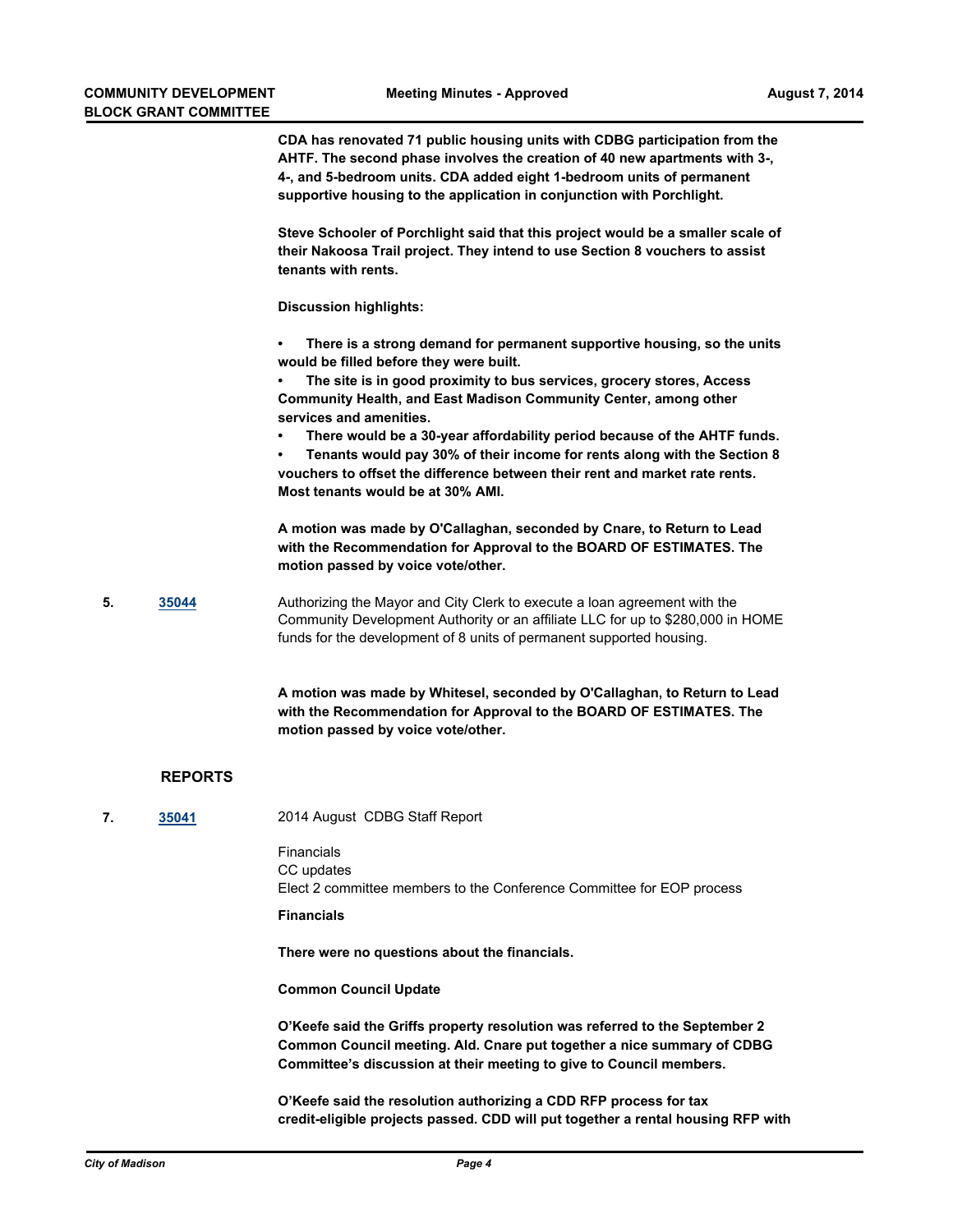**CDA has renovated 71 public housing units with CDBG participation from the AHTF. The second phase involves the creation of 40 new apartments with 3-, 4-, and 5-bedroom units. CDA added eight 1-bedroom units of permanent supportive housing to the application in conjunction with Porchlight.**

**Steve Schooler of Porchlight said that this project would be a smaller scale of their Nakoosa Trail project. They intend to use Section 8 vouchers to assist tenants with rents.**

**Discussion highlights:**

- **There is a strong demand for permanent supportive housing, so the units would be filled before they were built.**
- **The site is in good proximity to bus services, grocery stores, Access Community Health, and East Madison Community Center, among other services and amenities.**
- **There would be a 30-year affordability period because of the AHTF funds.**
- **Tenants would pay 30% of their income for rents along with the Section 8 vouchers to offset the difference between their rent and market rate rents. Most tenants would be at 30% AMI.**

**A motion was made by O'Callaghan, seconded by Cnare, to Return to Lead with the Recommendation for Approval to the BOARD OF ESTIMATES. The motion passed by voice vote/other.**

**5.** **35044** Authorizing the Mayor and City Clerk to execute a loan agreement with the Community Development Authority or an affiliate LLC for up to $280,000 in HOME funds for the development of 8 units of permanent supported housing.

**A motion was made by Whitesel, seconded by O'Callaghan, to Return to Lead with the Recommendation for Approval to the BOARD OF ESTIMATES. The motion passed by voice vote/other.**

## REPORTS

**7.** **35041** 2014 August CDBG Staff Report

Financials
CC updates
Elect 2 committee members to the Conference Committee for EOP process

**Financials**

**There were no questions about the financials.**

**Common Council Update**

**O'Keefe said the Griffs property resolution was referred to the September 2 Common Council meeting. Ald. Cnare put together a nice summary of CDBG Committee's discussion at their meeting to give to Council members.**

**O'Keefe said the resolution authorizing a CDD RFP process for tax credit-eligible projects passed. CDD will put together a rental housing RFP with**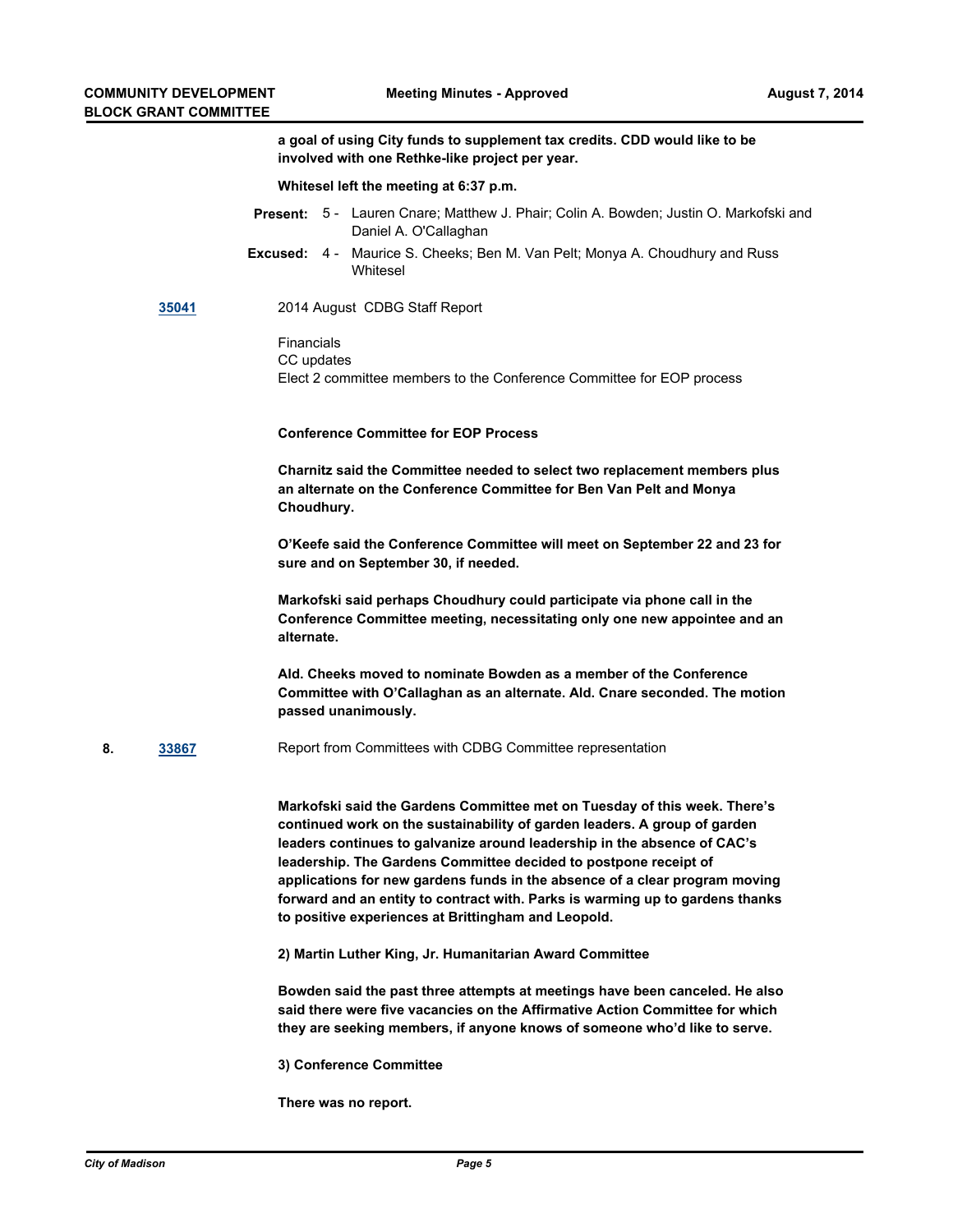**a goal of using City funds to supplement tax credits. CDD would like to be involved with one Rethke-like project per year.**

**Whitesel left the meeting at 6:37 p.m.**

**Present:** 5 - Lauren Cnare; Matthew J. Phair; Colin A. Bowden; Justin O. Markofski and Daniel A. O'Callaghan

**Excused:** 4 - Maurice S. Cheeks; Ben M. Van Pelt; Monya A. Choudhury and Russ Whitesel

**35041** 2014 August CDBG Staff Report

Financials
CC updates
Elect 2 committee members to the Conference Committee for EOP process

**Conference Committee for EOP Process**

**Charnitz said the Committee needed to select two replacement members plus an alternate on the Conference Committee for Ben Van Pelt and Monya Choudhury.**

**O'Keefe said the Conference Committee will meet on September 22 and 23 for sure and on September 30, if needed.**

**Markofski said perhaps Choudhury could participate via phone call in the Conference Committee meeting, necessitating only one new appointee and an alternate.**

**Ald. Cheeks moved to nominate Bowden as a member of the Conference Committee with O'Callaghan as an alternate. Ald. Cnare seconded. The motion passed unanimously.**

**8.** **33867** Report from Committees with CDBG Committee representation

**Markofski said the Gardens Committee met on Tuesday of this week. There's continued work on the sustainability of garden leaders. A group of garden leaders continues to galvanize around leadership in the absence of CAC's leadership. The Gardens Committee decided to postpone receipt of applications for new gardens funds in the absence of a clear program moving forward and an entity to contract with. Parks is warming up to gardens thanks to positive experiences at Brittingham and Leopold.**

**2) Martin Luther King, Jr. Humanitarian Award Committee**

**Bowden said the past three attempts at meetings have been canceled. He also said there were five vacancies on the Affirmative Action Committee for which they are seeking members, if anyone knows of someone who'd like to serve.**

**3) Conference Committee**

**There was no report.**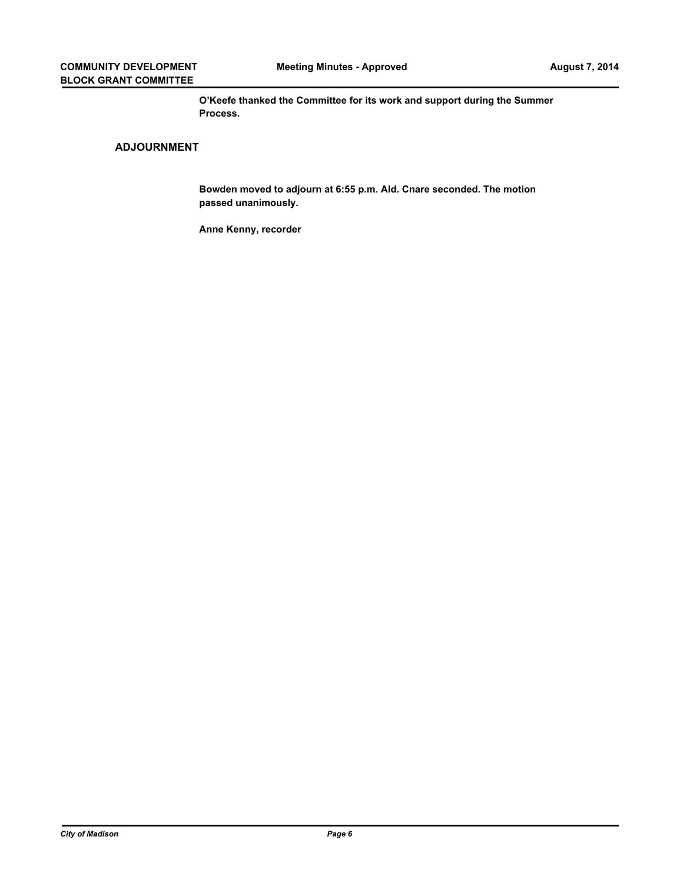**O'Keefe thanked the Committee for its work and support during the Summer Process.**

## ADJOURNMENT

**Bowden moved to adjourn at 6:55 p.m. Ald. Cnare seconded. The motion passed unanimously.**

**Anne Kenny, recorder**